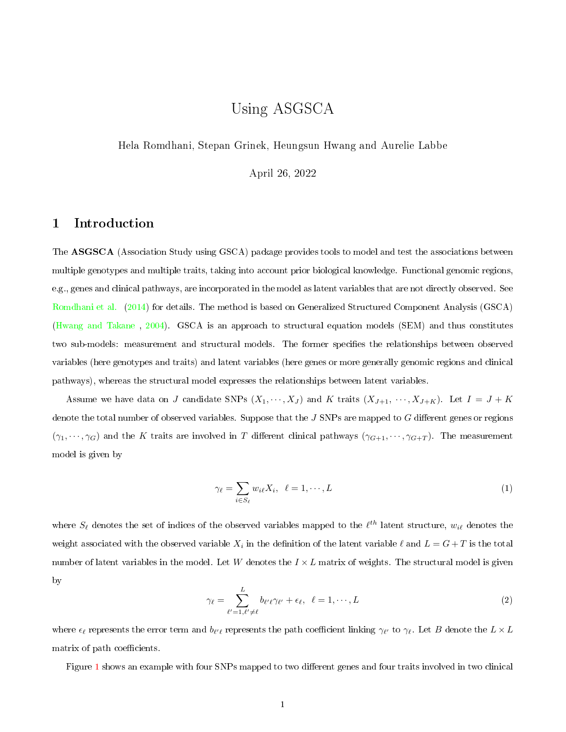# Using ASGSCA

Hela Romdhani, Stepan Grinek, Heungsun Hwang and Aurelie Labbe

April 26, 2022

## 1 Introduction

The **ASGSCA** (Association Study using GSCA) package provides tools to model and test the associations between multiple genotypes and multiple traits, taking into account prior biological knowledge. Functional genomic regions, e.g., genes and clinical pathways, are incorporated in the model as latent variables that are not directly observed. See Romdhani et al. (2014) for details. The method is based on Generalized Structured Component Analysis (GSCA) (Hwang and Takane , 2004). GSCA is an approach to structural equation models (SEM) and thus constitutes two sub-models: measurement and structural models. The former specifies the relationships between observed variables (here genotypes and traits) and latent variables (here genes or more generally genomic regions and clinical pathways), whereas the structural model expresses the relationships between latent variables.

Assume we have data on $J$ candidate SNPs $(X_1, \cdots, X_J)$ and $K$ traits $(X_{J+1}, \cdots, X_{J+K})$. Let $I = J + K$ denote the total number of observed variables. Suppose that the $J$ SNPs are mapped to $G$ different genes or regions $(\gamma_1, \cdots, \gamma_G)$ and the $K$ traits are involved in $T$ different clinical pathways $(\gamma_{G+1}, \cdots, \gamma_{G+T})$. The measurement model is given by

$$\gamma_\ell = \sum_{i \in S_\ell} w_{i\ell} X_i, \quad \ell = 1, \cdots, L \tag{1}$$

where $S_\ell$ denotes the set of indices of the observed variables mapped to the $\ell^{th}$ latent structure, $w_{i\ell}$ denotes the weight associated with the observed variable $X_i$ in the definition of the latent variable $\ell$ and $L = G + T$ is the total number of latent variables in the model. Let $W$ denotes the $I \times L$ matrix of weights. The structural model is given by

$$\gamma_\ell = \sum_{\ell'=1, \ell' \neq \ell}^{L} b_{\ell'\ell} \gamma_{\ell'} + \epsilon_\ell, \quad \ell = 1, \cdots, L \tag{2}$$

where $\epsilon_\ell$ represents the error term and $b_{\ell'\ell}$ represents the path coefficient linking $\gamma_{\ell'}$ to $\gamma_\ell$. Let $B$ denote the $L \times L$ matrix of path coefficients.

Figure 1 shows an example with four SNPs mapped to two different genes and four traits involved in two clinical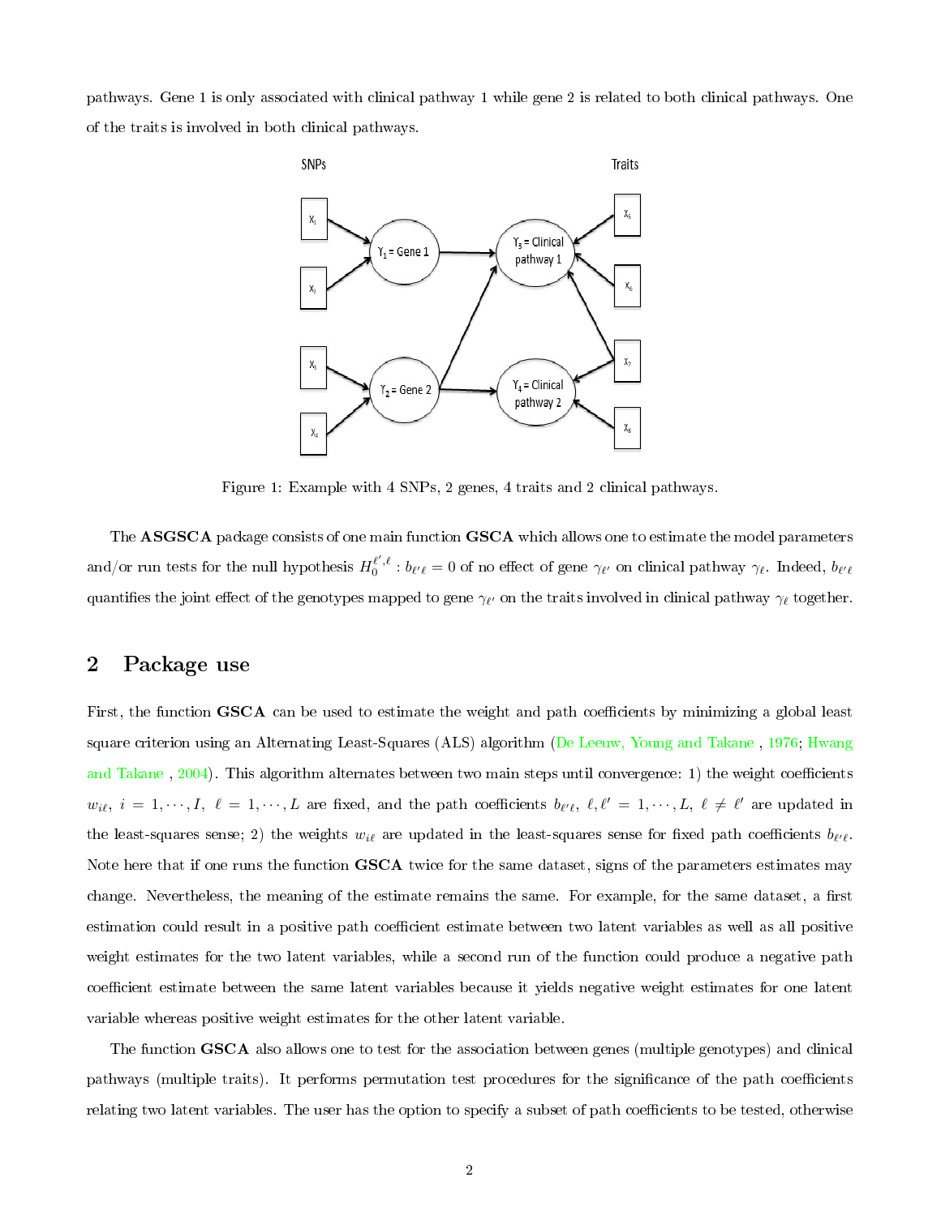pathways. Gene 1 is only associated with clinical pathway 1 while gene 2 is related to both clinical pathways. One of the traits is involved in both clinical pathways.

Figure 1: Example with 4 SNPs, 2 genes, 4 traits and 2 clinical pathways.

The **ASGSCA** package consists of one main function **GSCA** which allows one to estimate the model parameters and/or run tests for the null hypothesis $H_0^{\ell',\ell}: b_{\ell'\ell} = 0$ of no effect of gene $\gamma_{\ell'}$ on clinical pathway $\gamma_\ell$. Indeed, $b_{\ell'\ell}$ quantifies the joint effect of the genotypes mapped to gene $\gamma_{\ell'}$ on the traits involved in clinical pathway $\gamma_\ell$ together.

## 2 Package use

First, the function **GSCA** can be used to estimate the weight and path coefficients by minimizing a global least square criterion using an Alternating Least-Squares (ALS) algorithm (De Leeuw, Young and Takane , 1976; Hwang and Takane , 2004). This algorithm alternates between two main steps until convergence: 1) the weight coefficients $w_{i\ell}$, $i = 1, \cdots, I$, $\ell = 1, \cdots, L$ are fixed, and the path coefficients $b_{\ell'\ell}$, $\ell, \ell' = 1, \cdots, L$, $\ell \neq \ell'$ are updated in the least-squares sense; 2) the weights $w_{i\ell}$ are updated in the least-squares sense for fixed path coefficients $b_{\ell'\ell}$. Note here that if one runs the function **GSCA** twice for the same dataset, signs of the parameters estimates may change. Nevertheless, the meaning of the estimate remains the same. For example, for the same dataset, a first estimation could result in a positive path coefficient estimate between two latent variables as well as all positive weight estimates for the two latent variables, while a second run of the function could produce a negative path coefficient estimate between the same latent variables because it yields negative weight estimates for one latent variable whereas positive weight estimates for the other latent variable.

The function **GSCA** also allows one to test for the association between genes (multiple genotypes) and clinical pathways (multiple traits). It performs permutation test procedures for the significance of the path coefficients relating two latent variables. The user has the option to specify a subset of path coefficients to be tested, otherwise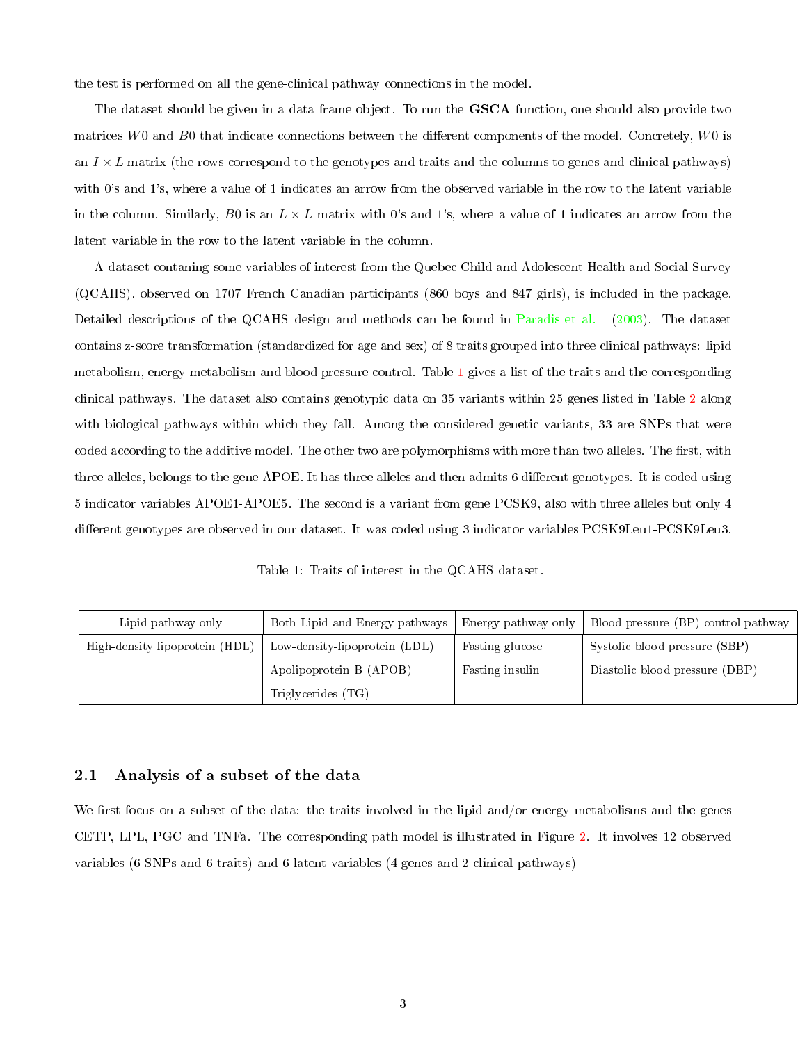the test is performed on all the gene-clinical pathway connections in the model.

The dataset should be given in a data frame object. To run the **GSCA** function, one should also provide two matrices $W0$ and $B0$ that indicate connections between the different components of the model. Concretely, $W0$ is an $I \times L$ matrix (the rows correspond to the genotypes and traits and the columns to genes and clinical pathways) with 0's and 1's, where a value of 1 indicates an arrow from the observed variable in the row to the latent variable in the column. Similarly, $B0$ is an $L \times L$ matrix with 0's and 1's, where a value of 1 indicates an arrow from the latent variable in the row to the latent variable in the column.

A dataset contaning some variables of interest from the Quebec Child and Adolescent Health and Social Survey (QCAHS), observed on 1707 French Canadian participants (860 boys and 847 girls), is included in the package. Detailed descriptions of the QCAHS design and methods can be found in Paradis et al. (2003). The dataset contains z-score transformation (standardized for age and sex) of 8 traits grouped into three clinical pathways: lipid metabolism, energy metabolism and blood pressure control. Table 1 gives a list of the traits and the corresponding clinical pathways. The dataset also contains genotypic data on 35 variants within 25 genes listed in Table 2 along with biological pathways within which they fall. Among the considered genetic variants, 33 are SNPs that were coded according to the additive model. The other two are polymorphisms with more than two alleles. The first, with three alleles, belongs to the gene APOE. It has three alleles and then admits 6 different genotypes. It is coded using 5 indicator variables APOE1-APOE5. The second is a variant from gene PCSK9, also with three alleles but only 4 different genotypes are observed in our dataset. It was coded using 3 indicator variables PCSK9Leu1-PCSK9Leu3.

Table 1: Traits of interest in the QCAHS dataset.

| Lipid pathway only | Both Lipid and Energy pathways | Energy pathway only | Blood pressure (BP) control pathway |
|---|---|---|---|
| High-density lipoprotein (HDL) | Low-density-lipoprotein (LDL) | Fasting glucose | Systolic blood pressure (SBP) |
| | Apolipoprotein B (APOB) | Fasting insulin | Diastolic blood pressure (DBP) |
| | Triglycerides (TG) | | |

## 2.1 Analysis of a subset of the data

We first focus on a subset of the data: the traits involved in the lipid and/or energy metabolisms and the genes CETP, LPL, PGC and TNFa. The corresponding path model is illustrated in Figure 2. It involves 12 observed variables (6 SNPs and 6 traits) and 6 latent variables (4 genes and 2 clinical pathways)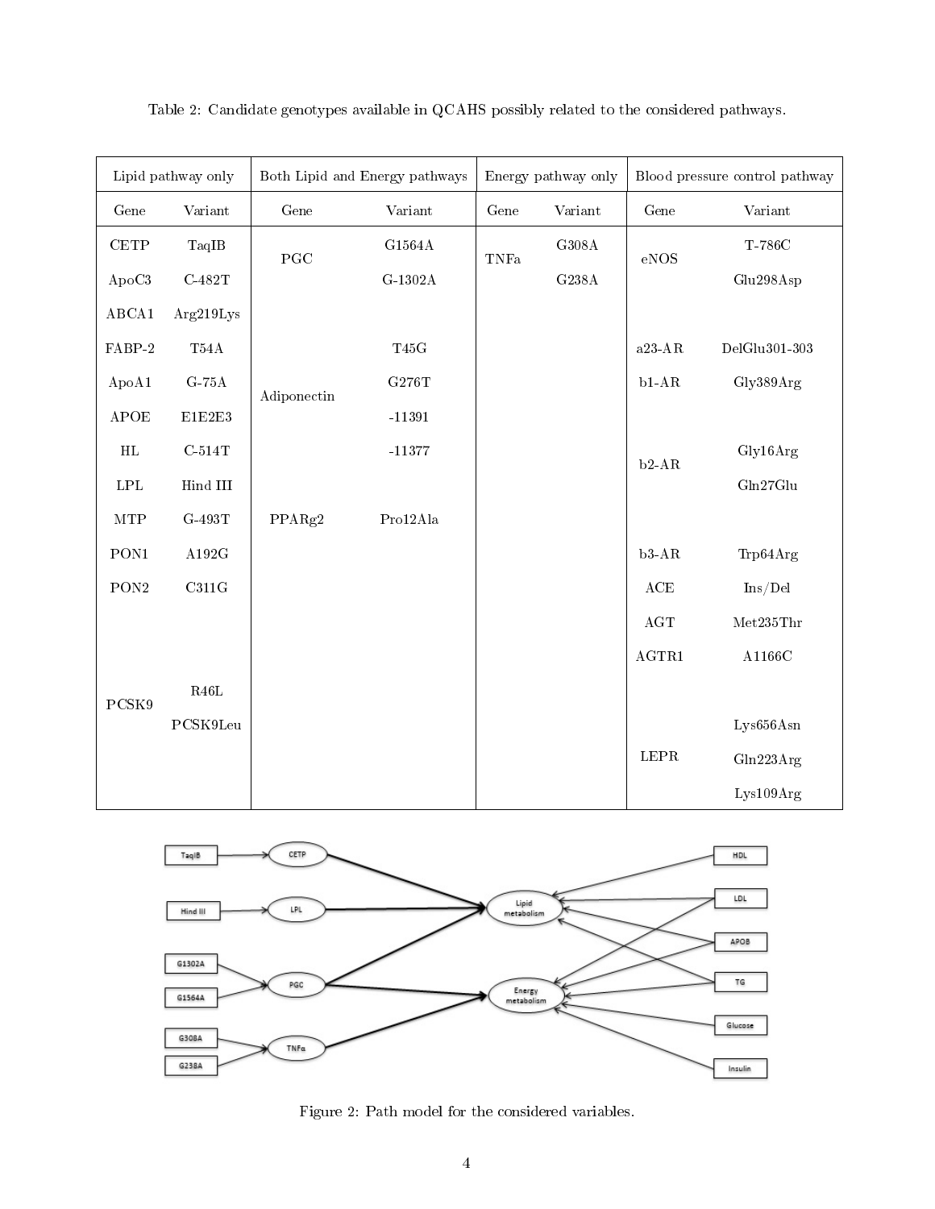Table 2: Candidate genotypes available in QCAHS possibly related to the considered pathways.

| Lipid pathway only | | Both Lipid and Energy pathways | | Energy pathway only | | Blood pressure control pathway | |
|---|---|---|---|---|---|---|---|
| Gene | Variant | Gene | Variant | Gene | Variant | Gene | Variant |
| CETP | TaqIB | PGC | G1564A | TNFa | G308A | eNOS | T-786C |
| ApoC3 | C-482T | | G-1302A | | G238A | | Glu298Asp |
| ABCA1 | Arg219Lys | | | | | | |
| FABP-2 | T54A | Adiponectin | T45G | | | a23-AR | DelGlu301-303 |
| ApoA1 | G-75A | | G276T | | | b1-AR | Gly389Arg |
| APOE | E1E2E3 | | -11391 | | | | |
| HL | C-514T | | -11377 | | | b2-AR | Gly16Arg |
| LPL | Hind III | | | | | | Gln27Glu |
| MTP | G-493T | PPARg2 | Pro12Ala | | | | |
| PON1 | A192G | | | | | b3-AR | Trp64Arg |
| PON2 | C311G | | | | | ACE | Ins/Del |
| | | | | | | AGT | Met235Thr |
| | | | | | | AGTR1 | A1166C |
| PCSK9 | R46L | | | | | | |
| | PCSK9Leu | | | | | LEPR | Lys656Asn |
| | | | | | | | Gln223Arg |
| | | | | | | | Lys109Arg |

Figure 2: Path model for the considered variables.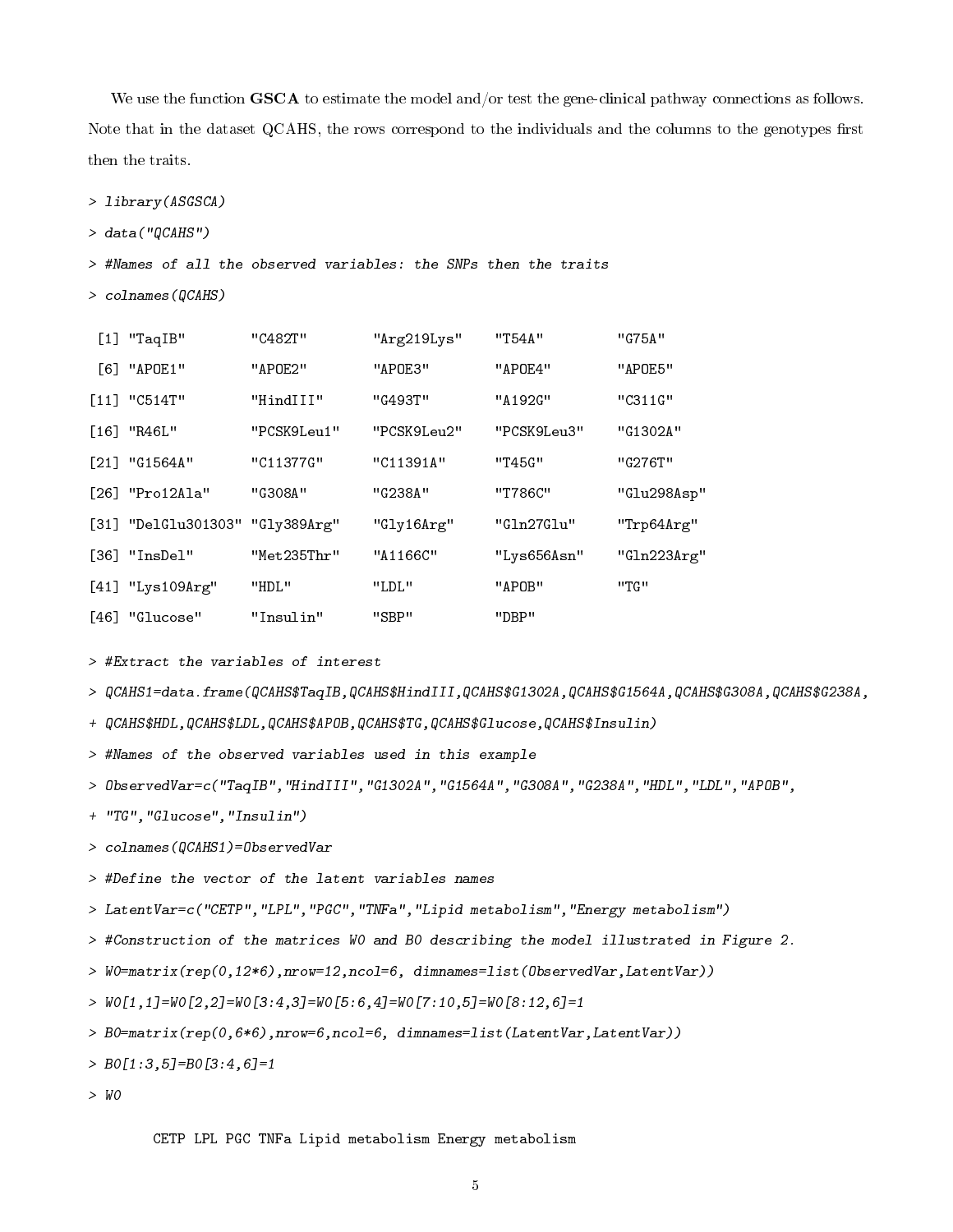We use the function **GSCA** to estimate the model and/or test the gene-clinical pathway connections as follows. Note that in the dataset QCAHS, the rows correspond to the individuals and the columns to the genotypes first then the traits.

```
> library(ASGSCA)
> data("QCAHS")
> #Names of all the observed variables: the SNPs then the traits
> colnames(QCAHS)
 [1] "TaqIB"        "C482T"        "Arg219Lys"    "T54A"         "G75A"
 [6] "APOE1"        "APOE2"        "APOE3"        "APOE4"        "APOE5"
[11] "C514T"        "HindIII"      "G493T"        "A192G"        "C311G"
[16] "R46L"         "PCSK9Leu1"    "PCSK9Leu2"    "PCSK9Leu3"    "G1302A"
[21] "G1564A"       "C11377G"      "C11391A"      "T45G"         "G276T"
[26] "Pro12Ala"     "G308A"        "G238A"        "T786C"        "Glu298Asp"
[31] "DelGlu301303" "Gly389Arg"    "Gly16Arg"     "Gln27Glu"     "Trp64Arg"
[36] "InsDel"       "Met235Thr"    "A1166C"       "Lys656Asn"    "Gln223Arg"
[41] "Lys109Arg"    "HDL"          "LDL"          "APOB"         "TG"
[46] "Glucose"      "Insulin"      "SBP"          "DBP"
> #Extract the variables of interest
> QCAHS1=data.frame(QCAHS$TaqIB,QCAHS$HindIII,QCAHS$G1302A,QCAHS$G1564A,QCAHS$G308A,QCAHS$G238A,
+ QCAHS$HDL,QCAHS$LDL,QCAHS$APOB,QCAHS$TG,QCAHS$Glucose,QCAHS$Insulin)
> #Names of the observed variables used in this example
> ObservedVar=c("TaqIB","HindIII","G1302A","G1564A","G308A","G238A","HDL","LDL","APOB",
+ "TG","Glucose","Insulin")
> colnames(QCAHS1)=ObservedVar
> #Define the vector of the latent variables names
> LatentVar=c("CETP","LPL","PGC","TNFa","Lipid metabolism","Energy metabolism")
> #Construction of the matrices W0 and B0 describing the model illustrated in Figure 2.
> W0=matrix(rep(0,12*6),nrow=12,ncol=6, dimnames=list(ObservedVar,LatentVar))
> W0[1,1]=W0[2,2]=W0[3:4,3]=W0[5:6,4]=W0[7:10,5]=W0[8:12,6]=1
> B0=matrix(rep(0,6*6),nrow=6,ncol=6, dimnames=list(LatentVar,LatentVar))
> B0[1:3,5]=B0[3:4,6]=1
> W0

        CETP LPL PGC TNFa Lipid metabolism Energy metabolism
```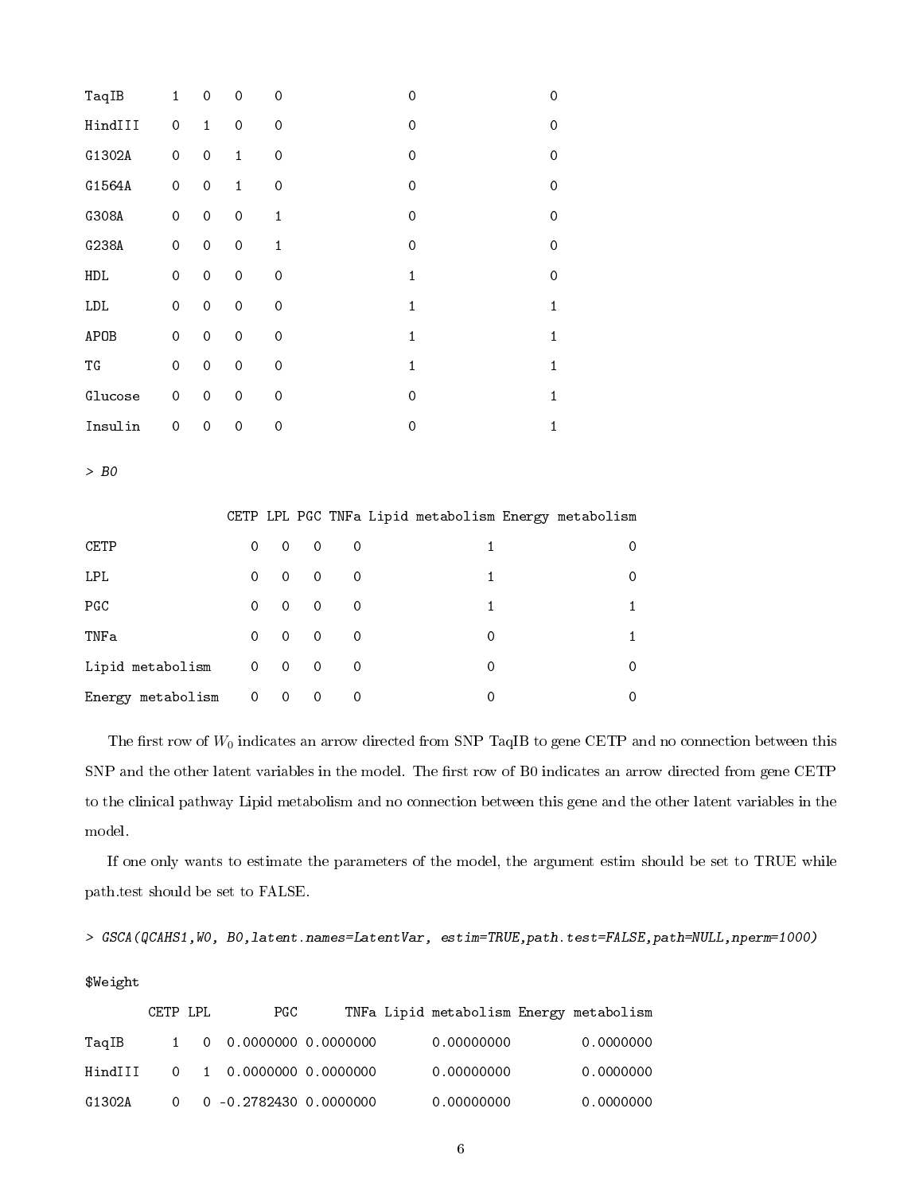```
TaqIB       1  0  0  0                 0                 0
HindIII     0  1  0  0                 0                 0
G1302A      0  0  1  0                 0                 0
G1564A      0  0  1  0                 0                 0
G308A       0  0  0  1                 0                 0
G238A       0  0  0  1                 0                 0
HDL         0  0  0  0                 1                 0
LDL         0  0  0  0                 1                 1
APOB        0  0  0  0                 1                 1
TG          0  0  0  0                 1                 1
Glucose     0  0  0  0                 0                 1
Insulin     0  0  0  0                 0                 1
```

```
> B0

                  CETP LPL PGC TNFa Lipid metabolism Energy metabolism
CETP                 0   0   0    0                1                 0
LPL                  0   0   0    0                1                 0
PGC                  0   0   0    0                1                 1
TNFa                 0   0   0    0                0                 1
Lipid metabolism     0   0   0    0                0                 0
Energy metabolism    0   0   0    0                0                 0
```

The first row of $W_0$ indicates an arrow directed from SNP TaqIB to gene CETP and no connection between this SNP and the other latent variables in the model. The first row of B0 indicates an arrow directed from gene CETP to the clinical pathway Lipid metabolism and no connection between this gene and the other latent variables in the model.

If one only wants to estimate the parameters of the model, the argument estim should be set to TRUE while path.test should be set to FALSE.

```
> GSCA(QCAHS1,W0, B0,latent.names=LatentVar, estim=TRUE,path.test=FALSE,path=NULL,nperm=1000)

$Weight
        CETP LPL        PGC      TNFa Lipid metabolism Energy metabolism
TaqIB      1   0  0.0000000 0.0000000       0.00000000         0.0000000
HindIII    0   1  0.0000000 0.0000000       0.00000000         0.0000000
G1302A     0   0 -0.2782430 0.0000000       0.00000000         0.0000000
```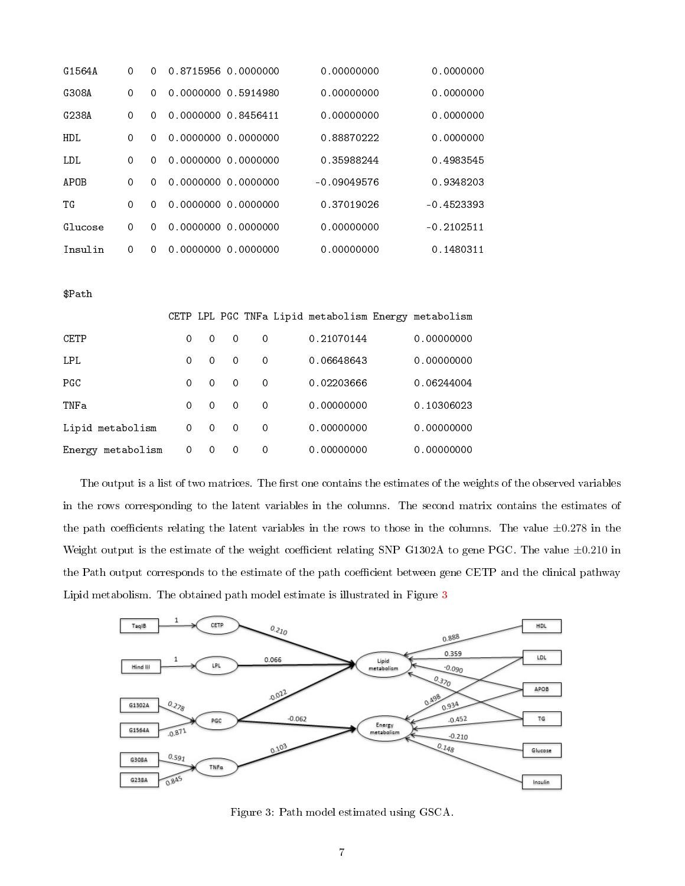```
G1564A      0   0   0.8715956 0.0000000          0.00000000          0.0000000
G308A       0   0   0.0000000 0.5914980          0.00000000          0.0000000
G238A       0   0   0.0000000 0.8456411          0.00000000          0.0000000
HDL         0   0   0.0000000 0.0000000          0.88870222          0.0000000
LDL         0   0   0.0000000 0.0000000          0.35988244          0.4983545
APOB        0   0   0.0000000 0.0000000         -0.09049576          0.9348203
TG          0   0   0.0000000 0.0000000          0.37019026         -0.4523393
Glucose     0   0   0.0000000 0.0000000          0.00000000         -0.2102511
Insulin     0   0   0.0000000 0.0000000          0.00000000          0.1480311

$Path
                  CETP LPL PGC TNFa Lipid metabolism Energy metabolism
CETP                 0   0   0    0       0.21070144        0.00000000
LPL                  0   0   0    0       0.06648643        0.00000000
PGC                  0   0   0    0       0.02203666        0.06244004
TNFa                 0   0   0    0       0.00000000        0.10306023
Lipid metabolism     0   0   0    0       0.00000000        0.00000000
Energy metabolism    0   0   0    0       0.00000000        0.00000000
```

The output is a list of two matrices. The first one contains the estimates of the weights of the observed variables in the rows corresponding to the latent variables in the columns. The second matrix contains the estimates of the path coefficients relating the latent variables in the rows to those in the columns. The value $\pm 0.278$ in the Weight output is the estimate of the weight coefficient relating SNP G1302A to gene PGC. The value $\pm 0.210$ in the Path output corresponds to the estimate of the path coefficient between gene CETP and the clinical pathway Lipid metabolism. The obtained path model estimate is illustrated in Figure 3

Figure 3: Path model estimated using GSCA.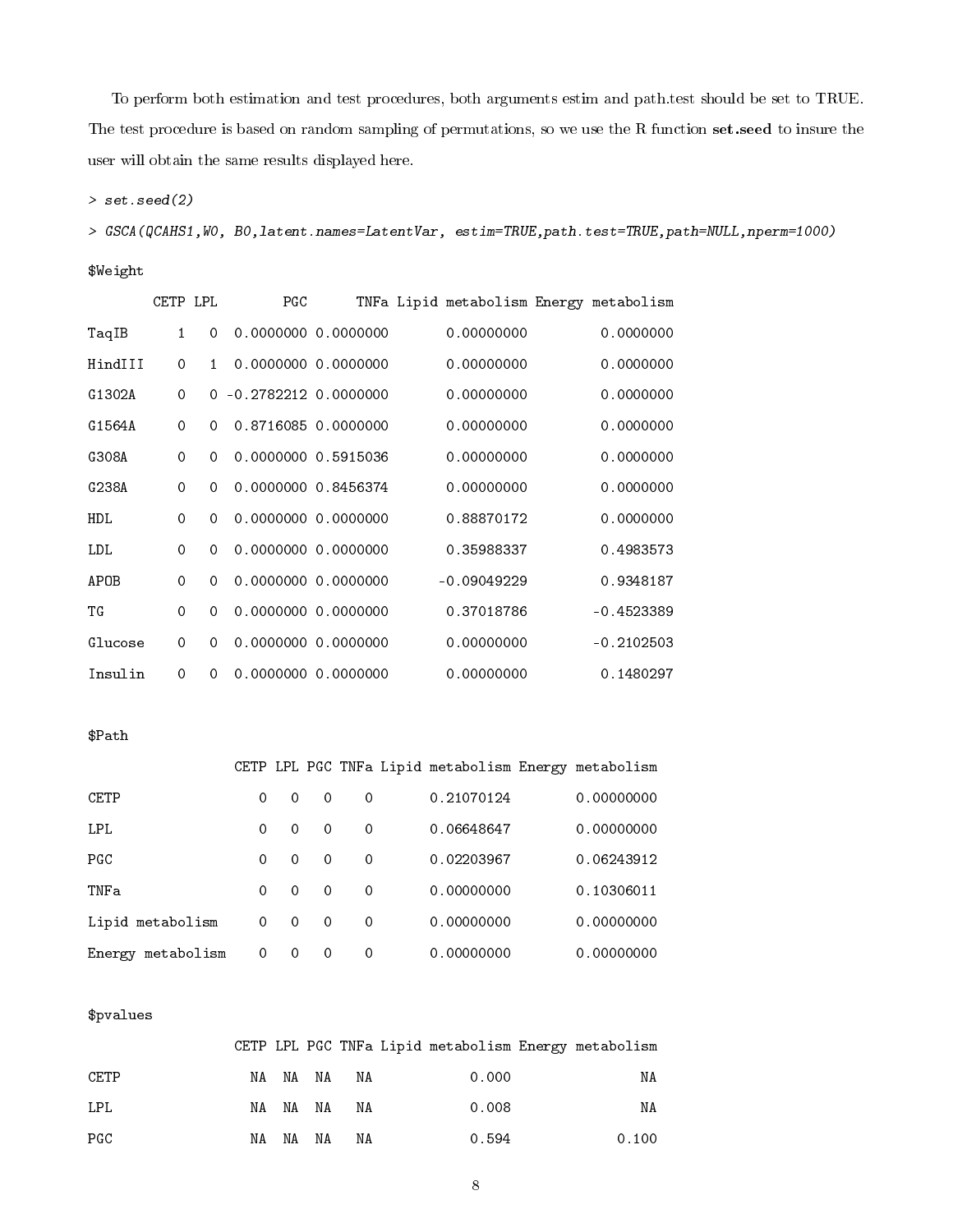To perform both estimation and test procedures, both arguments estim and path.test should be set to TRUE. The test procedure is based on random sampling of permutations, so we use the R function **set.seed** to insure the user will obtain the same results displayed here.

```
> set.seed(2)

> GSCA(QCAHS1,W0, B0,latent.names=LatentVar, estim=TRUE,path.test=TRUE,path=NULL,nperm=1000)

$Weight

        CETP LPL        PGC      TNFa Lipid metabolism Energy metabolism
TaqIB      1   0  0.0000000 0.0000000       0.00000000         0.0000000
HindIII    0   1  0.0000000 0.0000000       0.00000000         0.0000000
G1302A     0   0 -0.2782212 0.0000000       0.00000000         0.0000000
G1564A     0   0  0.8716085 0.0000000       0.00000000         0.0000000
G308A      0   0  0.0000000 0.5915036       0.00000000         0.0000000
G238A      0   0  0.0000000 0.8456374       0.00000000         0.0000000
HDL        0   0  0.0000000 0.0000000       0.88870172         0.0000000
LDL        0   0  0.0000000 0.0000000       0.35988337         0.4983573
APOB       0   0  0.0000000 0.0000000      -0.09049229         0.9348187
TG         0   0  0.0000000 0.0000000       0.37018786        -0.4523389
Glucose    0   0  0.0000000 0.0000000       0.00000000        -0.2102503
Insulin    0   0  0.0000000 0.0000000       0.00000000         0.1480297

$Path

                  CETP LPL PGC TNFa Lipid metabolism Energy metabolism
CETP                 0   0   0    0       0.21070124        0.00000000
LPL                  0   0   0    0       0.06648647        0.00000000
PGC                  0   0   0    0       0.02203967        0.06243912
TNFa                 0   0   0    0       0.00000000        0.10306011
Lipid metabolism     0   0   0    0       0.00000000        0.00000000
Energy metabolism    0   0   0    0       0.00000000        0.00000000

$pvalues

                  CETP LPL PGC TNFa Lipid metabolism Energy metabolism
CETP                NA  NA  NA   NA            0.000                NA
LPL                 NA  NA  NA   NA            0.008                NA
PGC                 NA  NA  NA   NA            0.594             0.100
```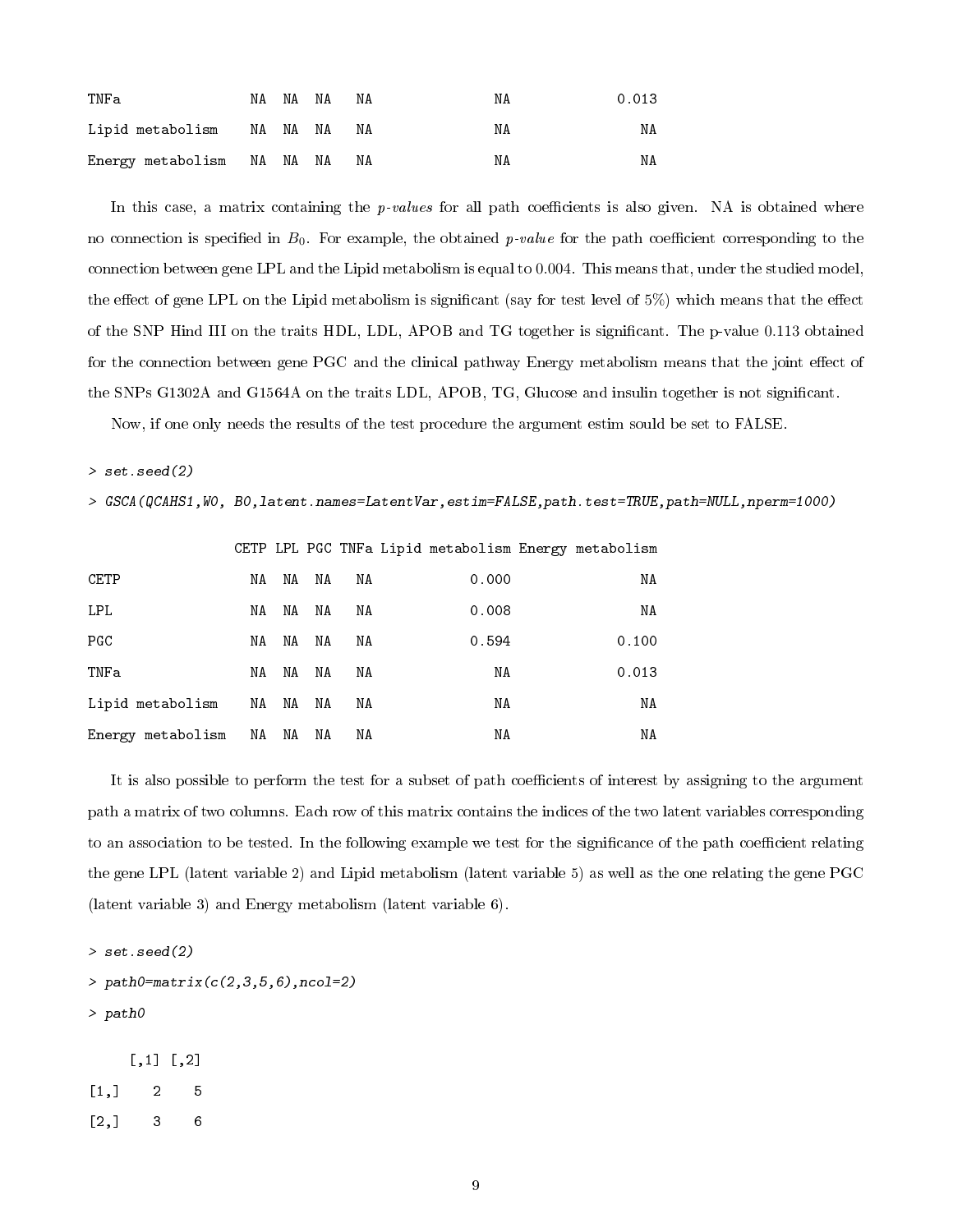```
TNFa                NA  NA  NA   NA                NA              0.013
Lipid metabolism    NA  NA  NA   NA                NA                 NA
Energy metabolism   NA  NA  NA   NA                NA                 NA
```

In this case, a matrix containing the *p-values* for all path coefficients is also given. NA is obtained where no connection is specified in $B_0$. For example, the obtained *p-value* for the path coefficient corresponding to the connection between gene LPL and the Lipid metabolism is equal to 0.004. This means that, under the studied model, the effect of gene LPL on the Lipid metabolism is significant (say for test level of 5%) which means that the effect of the SNP Hind III on the traits HDL, LDL, APOB and TG together is significant. The p-value 0.113 obtained for the connection between gene PGC and the clinical pathway Energy metabolism means that the joint effect of the SNPs G1302A and G1564A on the traits LDL, APOB, TG, Glucose and insulin together is not significant.

Now, if one only needs the results of the test procedure the argument estim sould be set to FALSE.

```
> set.seed(2)
> GSCA(QCAHS1,W0, B0,latent.names=LatentVar,estim=FALSE,path.test=TRUE,path=NULL,nperm=1000)
```

```
                  CETP LPL PGC TNFa Lipid metabolism Energy metabolism
CETP                NA  NA  NA   NA            0.000                NA
LPL                 NA  NA  NA   NA            0.008                NA
PGC                 NA  NA  NA   NA            0.594             0.100
TNFa                NA  NA  NA   NA               NA             0.013
Lipid metabolism    NA  NA  NA   NA               NA                NA
Energy metabolism   NA  NA  NA   NA               NA                NA
```

It is also possible to perform the test for a subset of path coefficients of interest by assigning to the argument path a matrix of two columns. Each row of this matrix contains the indices of the two latent variables corresponding to an association to be tested. In the following example we test for the significance of the path coefficient relating the gene LPL (latent variable 2) and Lipid metabolism (latent variable 5) as well as the one relating the gene PGC (latent variable 3) and Energy metabolism (latent variable 6).

```
> set.seed(2)
> path0=matrix(c(2,3,5,6),ncol=2)
> path0
```

```
     [,1] [,2]
[1,]    2    5
[2,]    3    6
```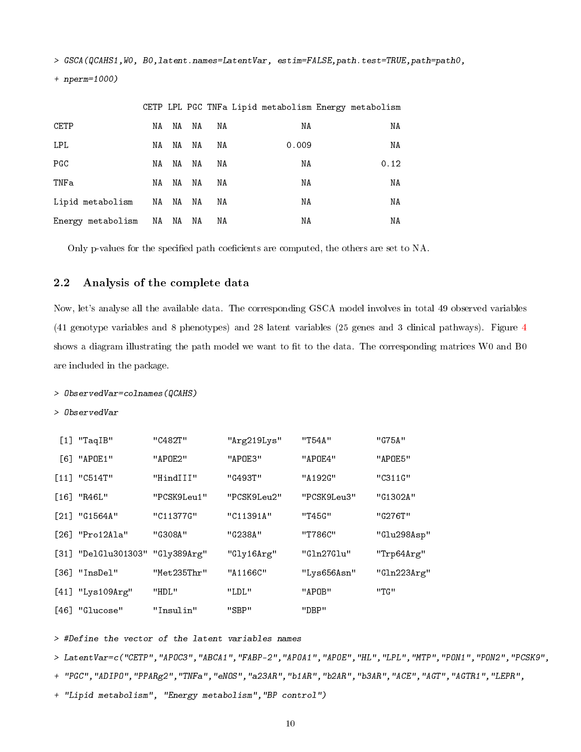```
> GSCA(QCAHS1,W0, B0,latent.names=LatentVar, estim=FALSE,path.test=TRUE,path=path0,
+ nperm=1000)
```

| | CETP | LPL | PGC | TNFa | Lipid metabolism | Energy metabolism |
|---|---|---|---|---|---|---|
| CETP | NA | NA | NA | NA | NA | NA |
| LPL | NA | NA | NA | NA | 0.009 | NA |
| PGC | NA | NA | NA | NA | NA | 0.12 |
| TNFa | NA | NA | NA | NA | NA | NA |
| Lipid metabolism | NA | NA | NA | NA | NA | NA |
| Energy metabolism | NA | NA | NA | NA | NA | NA |

Only p-values for the specified path coeficients are computed, the others are set to NA.

## 2.2 Analysis of the complete data

Now, let's analyse all the available data. The corresponding GSCA model involves in total 49 observed variables (41 genotype variables and 8 phenotypes) and 28 latent variables (25 genes and 3 clinical pathways). Figure 4 shows a diagram illustrating the path model we want to fit to the data. The corresponding matrices W0 and B0 are included in the package.

```
> ObservedVar=colnames(QCAHS)
> ObservedVar

 [1] "TaqIB"        "C482T"        "Arg219Lys"    "T54A"         "G75A"
 [6] "APOE1"        "APOE2"        "APOE3"        "APOE4"        "APOE5"
[11] "C514T"        "HindIII"      "G493T"        "A192G"        "C311G"
[16] "R46L"         "PCSK9Leu1"    "PCSK9Leu2"    "PCSK9Leu3"    "G1302A"
[21] "G1564A"       "C11377G"      "C11391A"      "T45G"         "G276T"
[26] "Pro12Ala"     "G308A"        "G238A"        "T786C"        "Glu298Asp"
[31] "DelGlu301303" "Gly389Arg"    "Gly16Arg"     "Gln27Glu"     "Trp64Arg"
[36] "InsDel"       "Met235Thr"    "A1166C"       "Lys656Asn"    "Gln223Arg"
[41] "Lys109Arg"    "HDL"          "LDL"          "APOB"         "TG"
[46] "Glucose"      "Insulin"      "SBP"          "DBP"

> #Define the vector of the latent variables names
> LatentVar=c("CETP","APOC3","ABCA1","FABP-2","APOA1","APOE","HL","LPL","MTP","PON1","PON2","PCSK9",
+ "PGC","ADIPO","PPARg2","TNFa","eNOS","a23AR","b1AR","b2AR","b3AR","ACE","AGT","AGTR1","LEPR",
+ "Lipid metabolism", "Energy metabolism","BP control")
```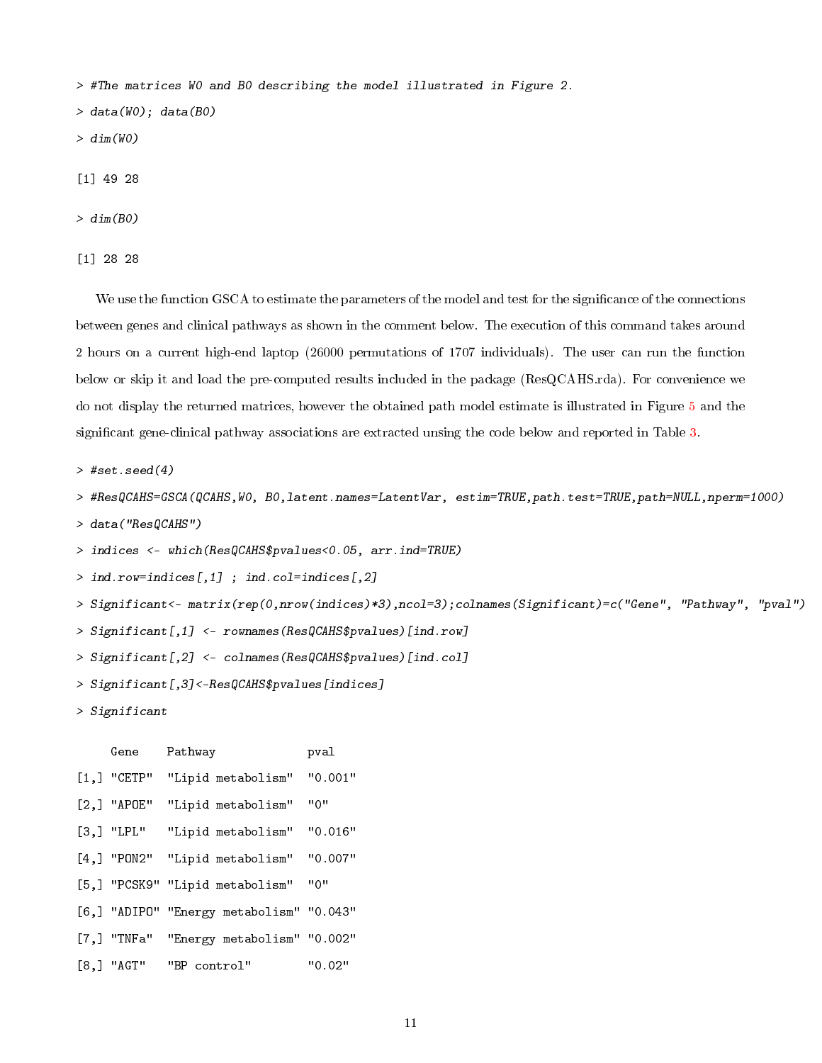```
> #The matrices W0 and B0 describing the model illustrated in Figure 2.
> data(W0); data(B0)
> dim(W0)

[1] 49 28

> dim(B0)

[1] 28 28
```

We use the function GSCA to estimate the parameters of the model and test for the significance of the connections between genes and clinical pathways as shown in the comment below. The execution of this command takes around 2 hours on a current high-end laptop (26000 permutations of 1707 individuals). The user can run the function below or skip it and load the pre-computed results included in the package (ResQCAHS.rda). For convenience we do not display the returned matrices, however the obtained path model estimate is illustrated in Figure 5 and the significant gene-clinical pathway associations are extracted unsing the code below and reported in Table 3.

```
> #set.seed(4)
> #ResQCAHS=GSCA(QCAHS,W0, B0,latent.names=LatentVar, estim=TRUE,path.test=TRUE,path=NULL,nperm=1000)
> data("ResQCAHS")
> indices <- which(ResQCAHS$pvalues<0.05, arr.ind=TRUE)
> ind.row=indices[,1] ; ind.col=indices[,2]
> Significant<- matrix(rep(0,nrow(indices)*3),ncol=3);colnames(Significant)=c("Gene", "Pathway", "pval")
> Significant[,1] <- rownames(ResQCAHS$pvalues)[ind.row]
> Significant[,2] <- colnames(ResQCAHS$pvalues)[ind.col]
> Significant[,3]<-ResQCAHS$pvalues[indices]
> Significant

     Gene    Pathway             pval
[1,] "CETP"  "Lipid metabolism"  "0.001"
[2,] "APOE"  "Lipid metabolism"  "0"
[3,] "LPL"   "Lipid metabolism"  "0.016"
[4,] "PON2"  "Lipid metabolism"  "0.007"
[5,] "PCSK9" "Lipid metabolism"  "0"
[6,] "ADIPO" "Energy metabolism" "0.043"
[7,] "TNFa"  "Energy metabolism" "0.002"
[8,] "AGT"   "BP control"        "0.02"
```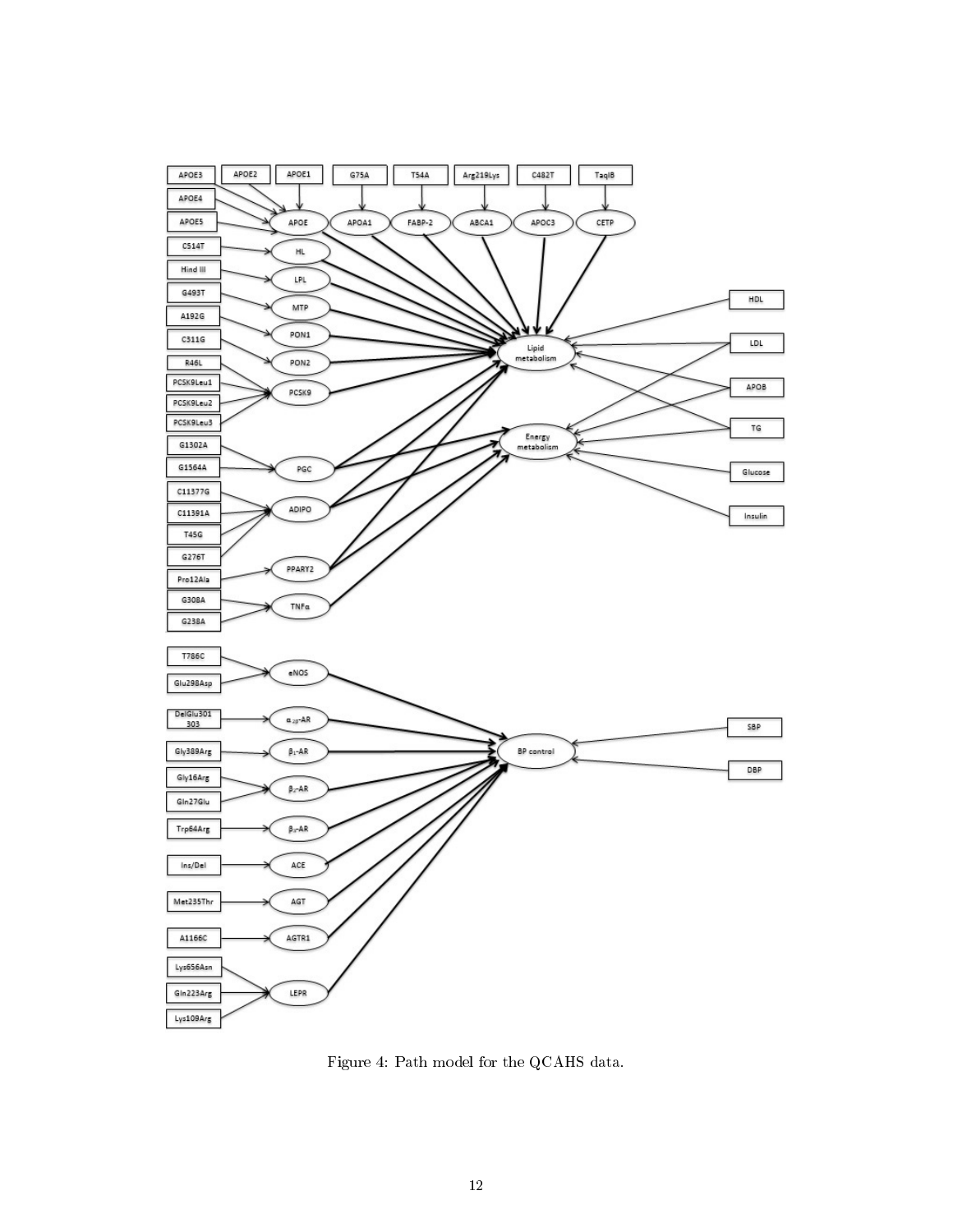Figure 4: Path model for the QCAHS data.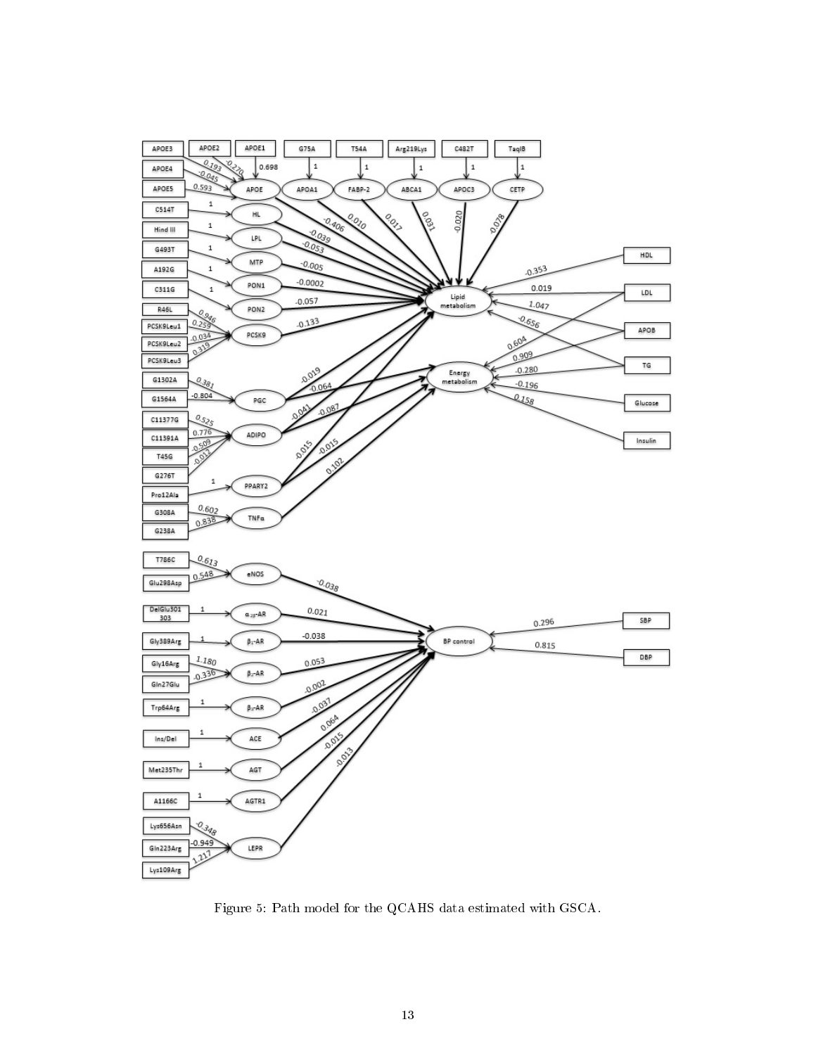Figure 5: Path model for the QCAHS data estimated with GSCA.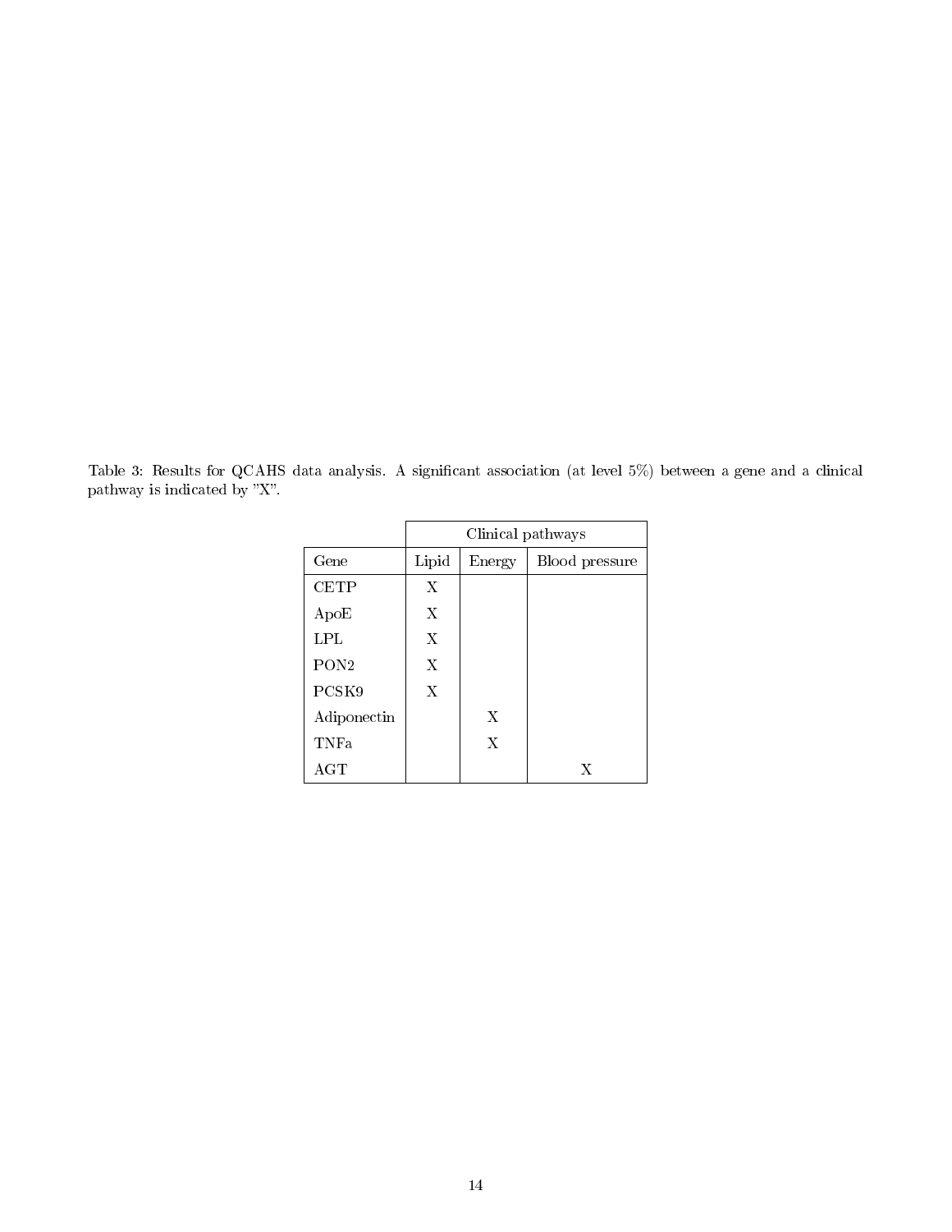Table 3: Results for QCAHS data analysis. A significant association (at level 5%) between a gene and a clinical pathway is indicated by "X".

| | Clinical pathways | | |
|---|---|---|---|
| Gene | Lipid | Energy | Blood pressure |
| CETP | X | | |
| ApoE | X | | |
| LPL | X | | |
| PON2 | X | | |
| PCSK9 | X | | |
| Adiponectin | | X | |
| TNFa | | X | |
| AGT | | | X |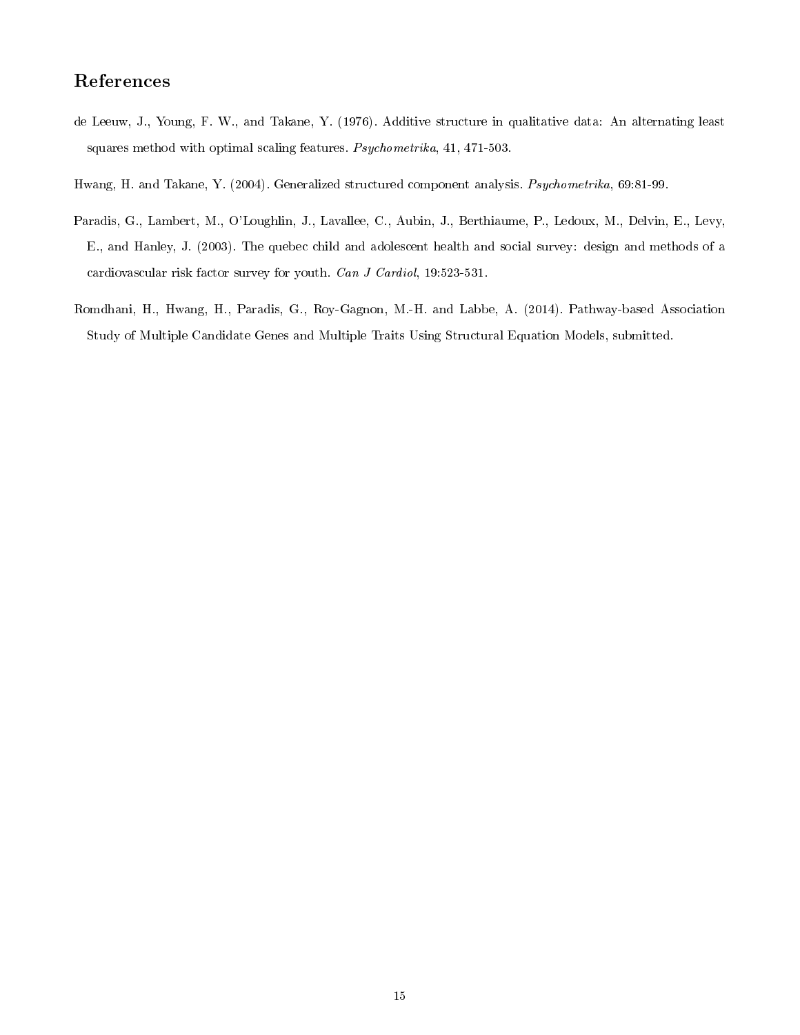## References

de Leeuw, J., Young, F. W., and Takane, Y. (1976). Additive structure in qualitative data: An alternating least squares method with optimal scaling features. *Psychometrika*, 41, 471-503.

Hwang, H. and Takane, Y. (2004). Generalized structured component analysis. *Psychometrika*, 69:81-99.

Paradis, G., Lambert, M., O'Loughlin, J., Lavallee, C., Aubin, J., Berthiaume, P., Ledoux, M., Delvin, E., Levy, E., and Hanley, J. (2003). The quebec child and adolescent health and social survey: design and methods of a cardiovascular risk factor survey for youth. *Can J Cardiol*, 19:523-531.

Romdhani, H., Hwang, H., Paradis, G., Roy-Gagnon, M.-H. and Labbe, A. (2014). Pathway-based Association Study of Multiple Candidate Genes and Multiple Traits Using Structural Equation Models, submitted.